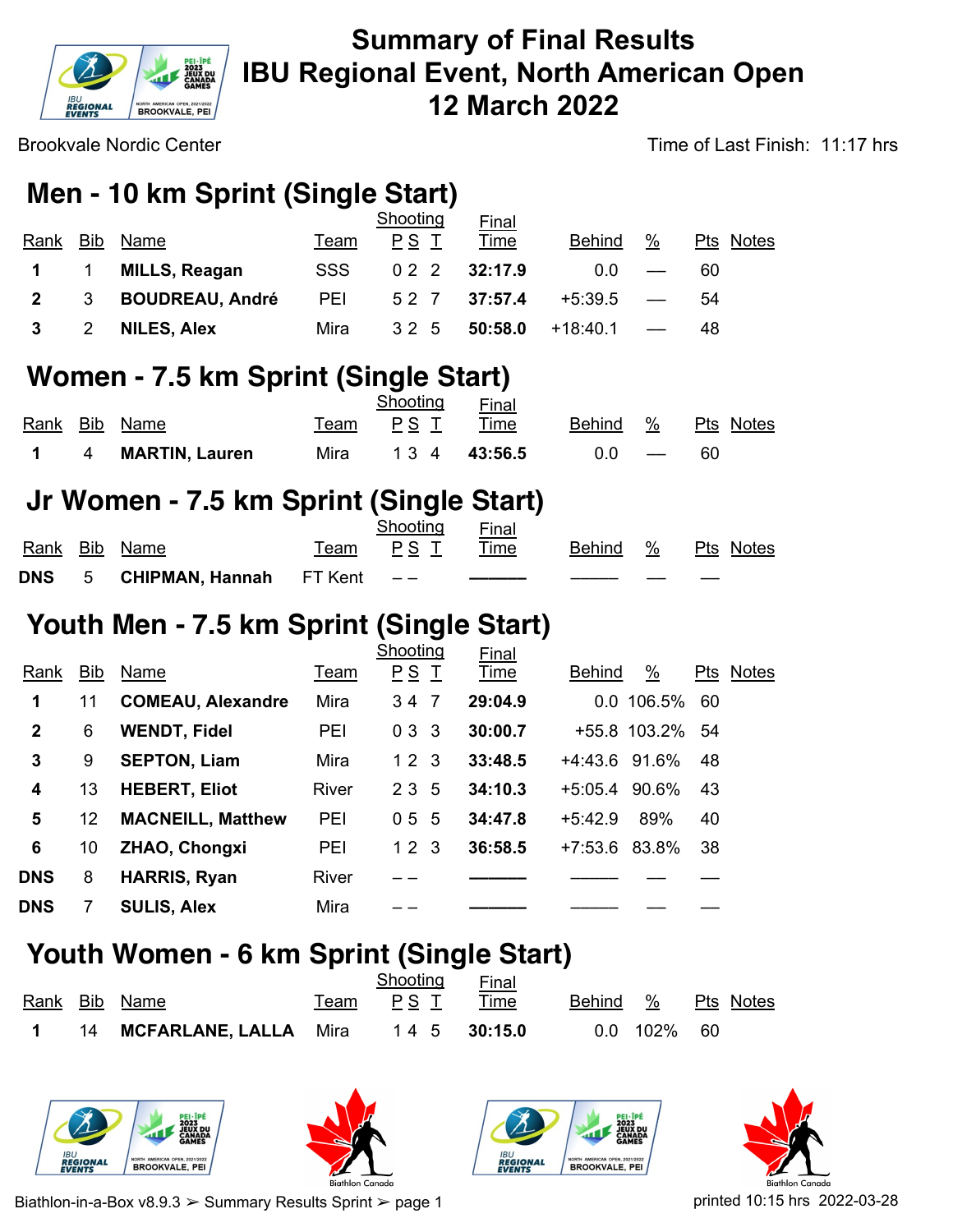# Summary of Final Results
# IBU Regional Event, North American Open
# 12 March 2022

Brookvale Nordic Center

Time of Last Finish: 11:17 hrs

## Men - 10 km Sprint (Single Start)

| Rank | Bib | Name | Team | Shooting P S | T | Final Time | Behind | % | Pts | Notes |
|---|---|---|---|---|---|---|---|---|---|---|
| 1 | 1 | **MILLS, Reagan** | SSS | 0 2 | 2 | **32:17.9** | 0.0 | — | 60 | |
| 2 | 3 | **BOUDREAU, André** | PEI | 5 2 | 7 | **37:57.4** | +5:39.5 | — | 54 | |
| 3 | 2 | **NILES, Alex** | Mira | 3 2 | 5 | **50:58.0** | +18:40.1 | — | 48 | |

## Women - 7.5 km Sprint (Single Start)

| Rank | Bib | Name | Team | Shooting P S | T | Final Time | Behind | % | Pts | Notes |
|---|---|---|---|---|---|---|---|---|---|---|
| 1 | 4 | **MARTIN, Lauren** | Mira | 1 3 | 4 | **43:56.5** | 0.0 | — | 60 | |

## Jr Women - 7.5 km Sprint (Single Start)

| Rank | Bib | Name | Team | Shooting P S | T | Final Time | Behind | % | Pts | Notes |
|---|---|---|---|---|---|---|---|---|---|---|
| DNS | 5 | **CHIPMAN, Hannah** | FT Kent | – – | | ——— | ——— | — | — | |

## Youth Men - 7.5 km Sprint (Single Start)

| Rank | Bib | Name | Team | Shooting P S | T | Final Time | Behind | % | Pts | Notes |
|---|---|---|---|---|---|---|---|---|---|---|
| 1 | 11 | **COMEAU, Alexandre** | Mira | 3 4 | 7 | **29:04.9** | 0.0 | 106.5% | 60 | |
| 2 | 6 | **WENDT, Fidel** | PEI | 0 3 | 3 | **30:00.7** | +55.8 | 103.2% | 54 | |
| 3 | 9 | **SEPTON, Liam** | Mira | 1 2 | 3 | **33:48.5** | +4:43.6 | 91.6% | 48 | |
| 4 | 13 | **HEBERT, Eliot** | River | 2 3 | 5 | **34:10.3** | +5:05.4 | 90.6% | 43 | |
| 5 | 12 | **MACNEILL, Matthew** | PEI | 0 5 | 5 | **34:47.8** | +5:42.9 | 89% | 40 | |
| 6 | 10 | **ZHAO, Chongxi** | PEI | 1 2 | 3 | **36:58.5** | +7:53.6 | 83.8% | 38 | |
| DNS | 8 | **HARRIS, Ryan** | River | – – | | ——— | ——— | — | — | |
| DNS | 7 | **SULIS, Alex** | Mira | – – | | ——— | ——— | — | — | |

## Youth Women - 6 km Sprint (Single Start)

| Rank | Bib | Name | Team | Shooting P S | T | Final Time | Behind | % | Pts | Notes |
|---|---|---|---|---|---|---|---|---|---|---|
| 1 | 14 | **MCFARLANE, LALLA** | Mira | 1 4 | 5 | **30:15.0** | 0.0 | 102% | 60 | |

Biathlon-in-a-Box v8.9.3 ➢ Summary Results Sprint ➢ page 1

printed 10:15 hrs 2022-03-28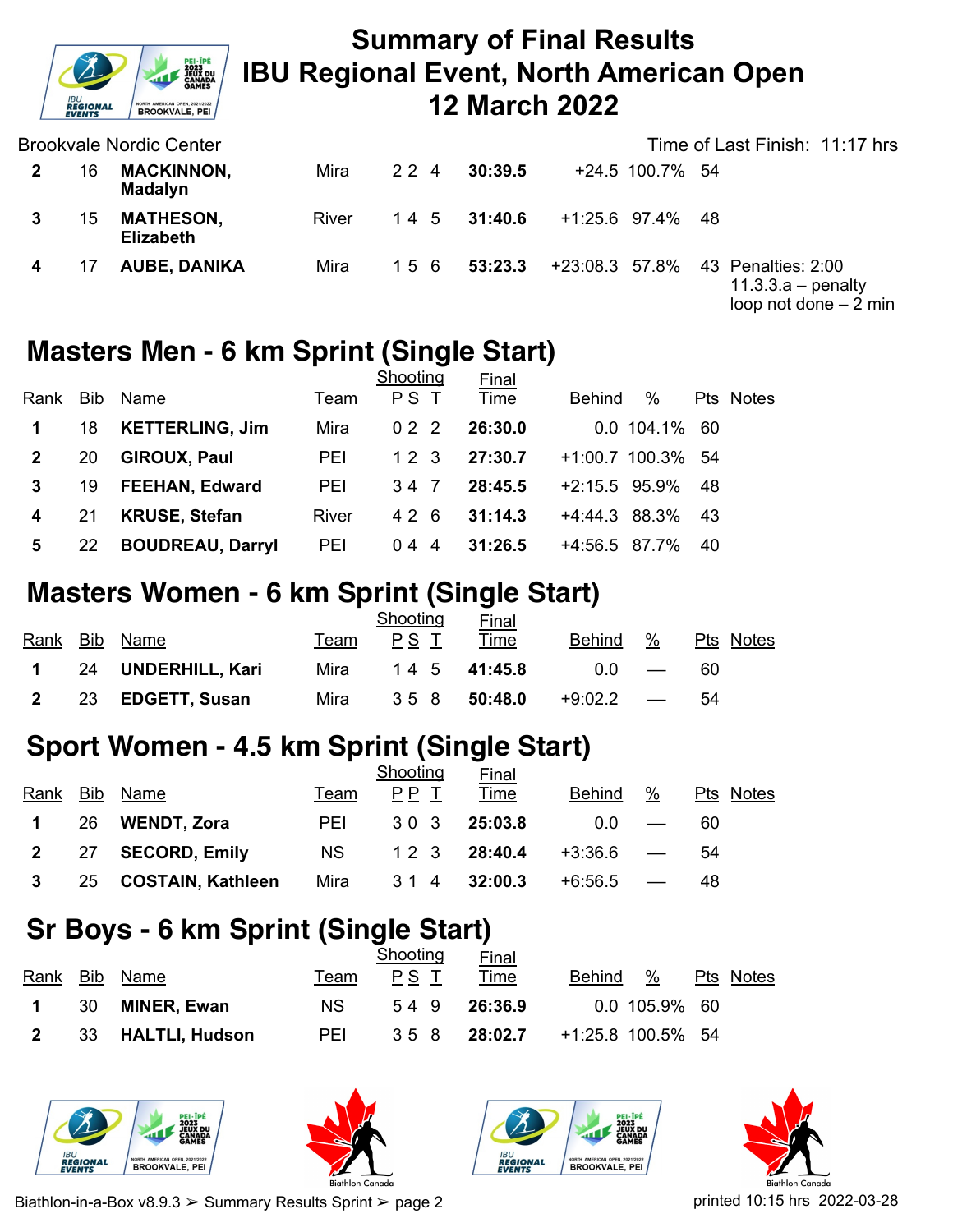# Summary of Final Results
# IBU Regional Event, North American Open
# 12 March 2022

Brookvale Nordic Center

Time of Last Finish: 11:17 hrs

| Rank | Bib | Name | Team | P | S | T | Final Time | Behind | % | Pts | Notes |
|---|---|---|---|---|---|---|---|---|---|---|---|
| 2 | 16 | **MACKINNON, Madalyn** | Mira | 2 | 2 | 4 | **30:39.5** | +24.5 | 100.7% | 54 | |
| 3 | 15 | **MATHESON, Elizabeth** | River | 1 | 4 | 5 | **31:40.6** | +1:25.6 | 97.4% | 48 | |
| 4 | 17 | **AUBE, DANIKA** | Mira | 1 | 5 | 6 | **53:23.3** | +23:08.3 | 57.8% | 43 | Penalties: 2:00 11.3.3.a – penalty loop not done – 2 min |

## Masters Men - 6 km Sprint (Single Start)

| Rank | Bib | Name | Team | Shooting P | S | T | Final Time | Behind | % | Pts | Notes |
|---|---|---|---|---|---|---|---|---|---|---|---|
| 1 | 18 | **KETTERLING, Jim** | Mira | 0 | 2 | 2 | **26:30.0** | 0.0 | 104.1% | 60 | |
| 2 | 20 | **GIROUX, Paul** | PEI | 1 | 2 | 3 | **27:30.7** | +1:00.7 | 100.3% | 54 | |
| 3 | 19 | **FEEHAN, Edward** | PEI | 3 | 4 | 7 | **28:45.5** | +2:15.5 | 95.9% | 48 | |
| 4 | 21 | **KRUSE, Stefan** | River | 4 | 2 | 6 | **31:14.3** | +4:44.3 | 88.3% | 43 | |
| 5 | 22 | **BOUDREAU, Darryl** | PEI | 0 | 4 | 4 | **31:26.5** | +4:56.5 | 87.7% | 40 | |

## Masters Women - 6 km Sprint (Single Start)

| Rank | Bib | Name | Team | Shooting P | S | T | Final Time | Behind | % | Pts | Notes |
|---|---|---|---|---|---|---|---|---|---|---|---|
| 1 | 24 | **UNDERHILL, Kari** | Mira | 1 | 4 | 5 | **41:45.8** | 0.0 | — | 60 | |
| 2 | 23 | **EDGETT, Susan** | Mira | 3 | 5 | 8 | **50:48.0** | +9:02.2 | — | 54 | |

## Sport Women - 4.5 km Sprint (Single Start)

| Rank | Bib | Name | Team | Shooting P | P | T | Final Time | Behind | % | Pts | Notes |
|---|---|---|---|---|---|---|---|---|---|---|---|
| 1 | 26 | **WENDT, Zora** | PEI | 3 | 0 | 3 | **25:03.8** | 0.0 | — | 60 | |
| 2 | 27 | **SECORD, Emily** | NS | 1 | 2 | 3 | **28:40.4** | +3:36.6 | — | 54 | |
| 3 | 25 | **COSTAIN, Kathleen** | Mira | 3 | 1 | 4 | **32:00.3** | +6:56.5 | — | 48 | |

## Sr Boys - 6 km Sprint (Single Start)

| Rank | Bib | Name | Team | Shooting P | S | T | Final Time | Behind | % | Pts | Notes |
|---|---|---|---|---|---|---|---|---|---|---|---|
| 1 | 30 | **MINER, Ewan** | NS | 5 | 4 | 9 | **26:36.9** | 0.0 | 105.9% | 60 | |
| 2 | 33 | **HALTLI, Hudson** | PEI | 3 | 5 | 8 | **28:02.7** | +1:25.8 | 100.5% | 54 | |

Biathlon-in-a-Box v8.9.3 ➢ Summary Results Sprint ➢ page 2

printed 10:15 hrs 2022-03-28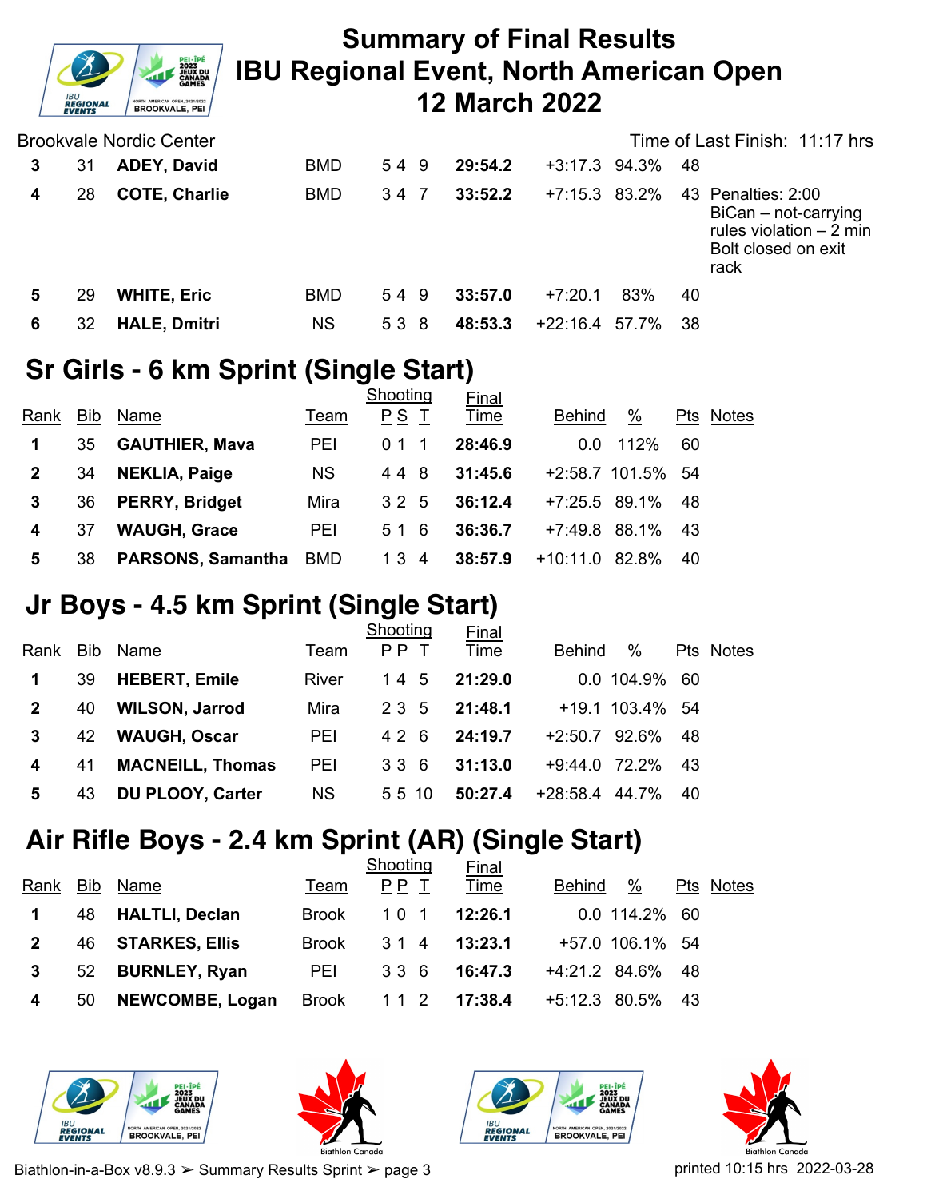# Summary of Final Results
# IBU Regional Event, North American Open
# 12 March 2022

Brookvale Nordic Center

Time of Last Finish: 11:17 hrs

| Rank | Bib | Name | Team | Shooting | | | Final Time | Behind | % | Pts | Notes |
|---|---|---|---|---|---|---|---|---|---|---|---|
| 3 | 31 | **ADEY, David** | BMD | 5 | 4 | 9 | **29:54.2** | +3:17.3 | 94.3% | 48 | |
| 4 | 28 | **COTE, Charlie** | BMD | 3 | 4 | 7 | **33:52.2** | +7:15.3 | 83.2% | 43 | Penalties: 2:00 BiCan – not-carrying rules violation – 2 min Bolt closed on exit rack |
| 5 | 29 | **WHITE, Eric** | BMD | 5 | 4 | 9 | **33:57.0** | +7:20.1 | 83% | 40 | |
| 6 | 32 | **HALE, Dmitri** | NS | 5 | 3 | 8 | **48:53.3** | +22:16.4 | 57.7% | 38 | |

## Sr Girls - 6 km Sprint (Single Start)

| Rank | Bib | Name | Team | Shooting P | Shooting S | Shooting T | Final Time | Behind | % | Pts | Notes |
|---|---|---|---|---|---|---|---|---|---|---|---|
| 1 | 35 | **GAUTHIER, Mava** | PEI | 0 | 1 | 1 | **28:46.9** | 0.0 | 112% | 60 | |
| 2 | 34 | **NEKLIA, Paige** | NS | 4 | 4 | 8 | **31:45.6** | +2:58.7 | 101.5% | 54 | |
| 3 | 36 | **PERRY, Bridget** | Mira | 3 | 2 | 5 | **36:12.4** | +7:25.5 | 89.1% | 48 | |
| 4 | 37 | **WAUGH, Grace** | PEI | 5 | 1 | 6 | **36:36.7** | +7:49.8 | 88.1% | 43 | |
| 5 | 38 | **PARSONS, Samantha** | BMD | 1 | 3 | 4 | **38:57.9** | +10:11.0 | 82.8% | 40 | |

## Jr Boys - 4.5 km Sprint (Single Start)

| Rank | Bib | Name | Team | Shooting P | Shooting P | Shooting T | Final Time | Behind | % | Pts | Notes |
|---|---|---|---|---|---|---|---|---|---|---|---|
| 1 | 39 | **HEBERT, Emile** | River | 1 | 4 | 5 | **21:29.0** | 0.0 | 104.9% | 60 | |
| 2 | 40 | **WILSON, Jarrod** | Mira | 2 | 3 | 5 | **21:48.1** | +19.1 | 103.4% | 54 | |
| 3 | 42 | **WAUGH, Oscar** | PEI | 4 | 2 | 6 | **24:19.7** | +2:50.7 | 92.6% | 48 | |
| 4 | 41 | **MACNEILL, Thomas** | PEI | 3 | 3 | 6 | **31:13.0** | +9:44.0 | 72.2% | 43 | |
| 5 | 43 | **DU PLOOY, Carter** | NS | 5 | 5 | 10 | **50:27.4** | +28:58.4 | 44.7% | 40 | |

## Air Rifle Boys - 2.4 km Sprint (AR) (Single Start)

| Rank | Bib | Name | Team | Shooting P | Shooting P | Shooting T | Final Time | Behind | % | Pts | Notes |
|---|---|---|---|---|---|---|---|---|---|---|---|
| 1 | 48 | **HALTLI, Declan** | Brook | 1 | 0 | 1 | **12:26.1** | 0.0 | 114.2% | 60 | |
| 2 | 46 | **STARKES, Ellis** | Brook | 3 | 1 | 4 | **13:23.1** | +57.0 | 106.1% | 54 | |
| 3 | 52 | **BURNLEY, Ryan** | PEI | 3 | 3 | 6 | **16:47.3** | +4:21.2 | 84.6% | 48 | |
| 4 | 50 | **NEWCOMBE, Logan** | Brook | 1 | 1 | 2 | **17:38.4** | +5:12.3 | 80.5% | 43 | |

Biathlon-in-a-Box v8.9.3 ➢ Summary Results Sprint ➢ page 3

printed 10:15 hrs 2022-03-28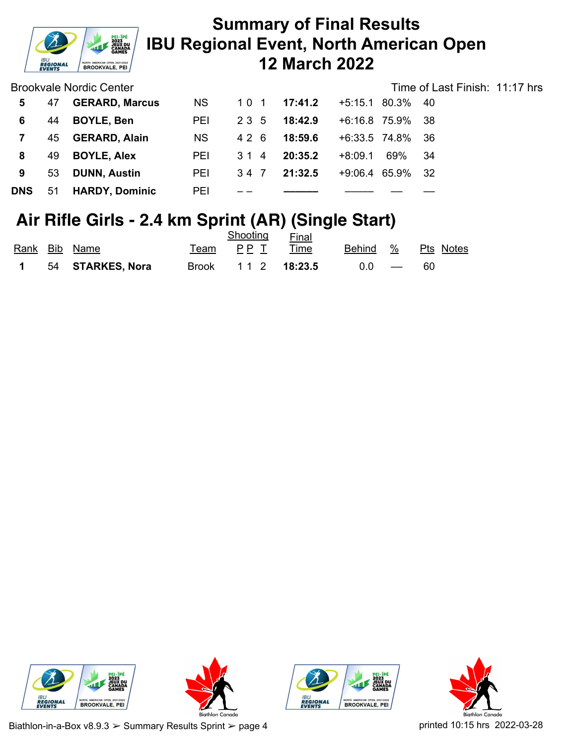# Summary of Final Results
# IBU Regional Event, North American Open
# 12 March 2022

Brookvale Nordic Center — Time of Last Finish: 11:17 hrs

| Rank | Bib | Name | Team | Shooting P | Shooting P | Shooting T | Final Time | Behind | % | Pts | Notes |
|---|---|---|---|---|---|---|---|---|---|---|---|
| **5** | 47 | **GERARD, Marcus** | NS | 1 | 0 | 1 | **17:41.2** | +5:15.1 | 80.3% | 40 | |
| **6** | 44 | **BOYLE, Ben** | PEI | 2 | 3 | 5 | **18:42.9** | +6:16.8 | 75.9% | 38 | |
| **7** | 45 | **GERARD, Alain** | NS | 4 | 2 | 6 | **18:59.6** | +6:33.5 | 74.8% | 36 | |
| **8** | 49 | **BOYLE, Alex** | PEI | 3 | 1 | 4 | **20:35.2** | +8:09.1 | 69% | 34 | |
| **9** | 53 | **DUNN, Austin** | PEI | 3 | 4 | 7 | **21:32.5** | +9:06.4 | 65.9% | 32 | |
| **DNS** | 51 | **HARDY, Dominic** | PEI | – | – | | ——— | ——— | — | — | |

## Air Rifle Girls - 2.4 km Sprint (AR) (Single Start)

| Rank | Bib | Name | Team | Shooting P | Shooting P | Shooting T | Final Time | Behind | % | Pts | Notes |
|---|---|---|---|---|---|---|---|---|---|---|---|
| **1** | 54 | **STARKES, Nora** | Brook | 1 | 1 | 2 | **18:23.5** | 0.0 | — | 60 | |

Biathlon-in-a-Box v8.9.3 ➢ Summary Results Sprint ➢ page 4 — printed 10:15 hrs 2022-03-28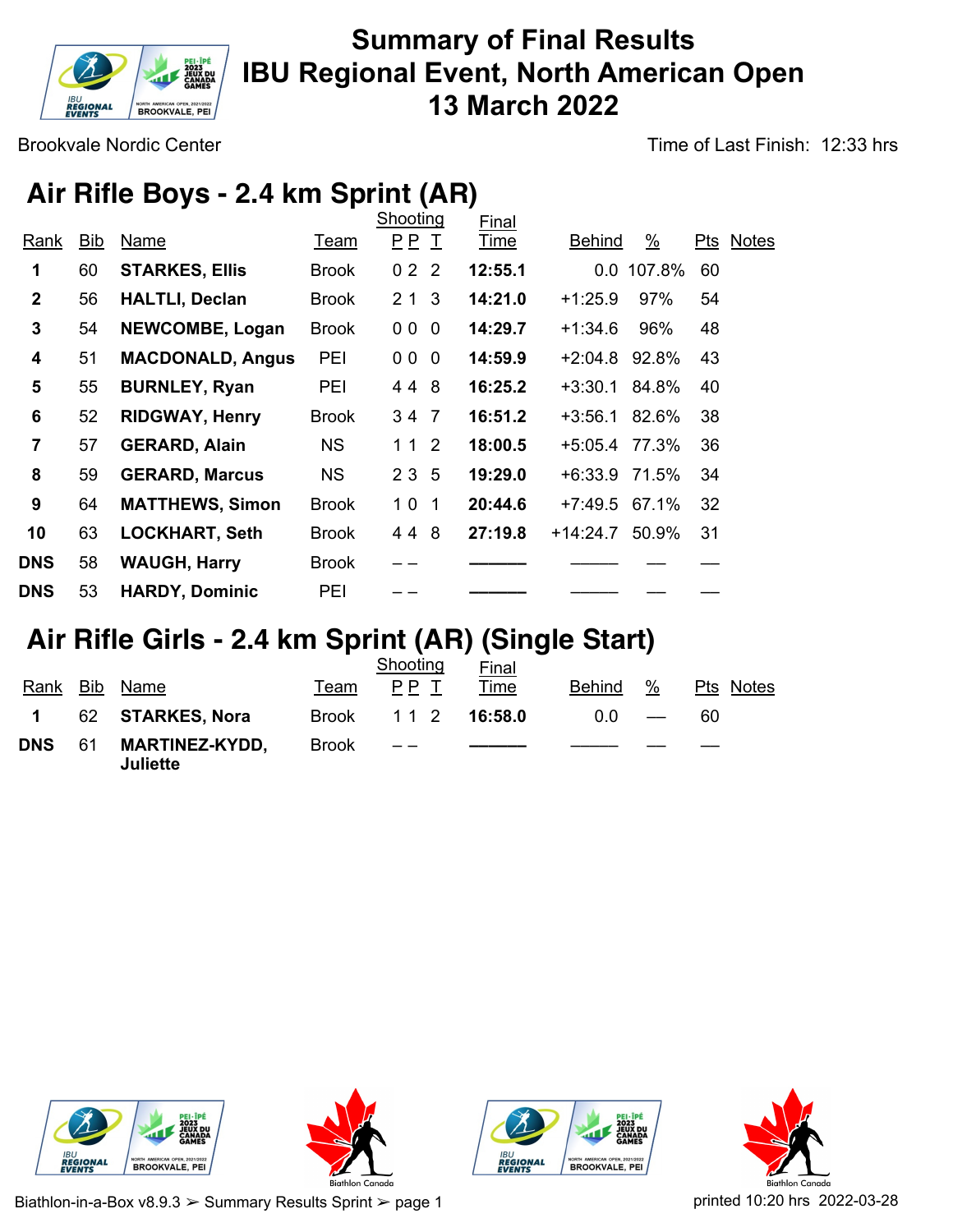# Summary of Final Results
# IBU Regional Event, North American Open
# 13 March 2022

Brookvale Nordic Center

Time of Last Finish: 12:33 hrs

## Air Rifle Boys - 2.4 km Sprint (AR)

| Rank | Bib | Name | Team | Shooting P | P | T | Final Time | Behind | % | Pts | Notes |
|---|---|---|---|---|---|---|---|---|---|---|---|
| 1 | 60 | **STARKES, Ellis** | Brook | 0 | 2 | 2 | **12:55.1** | 0.0 | 107.8% | 60 | |
| 2 | 56 | **HALTLI, Declan** | Brook | 2 | 1 | 3 | **14:21.0** | +1:25.9 | 97% | 54 | |
| 3 | 54 | **NEWCOMBE, Logan** | Brook | 0 | 0 | 0 | **14:29.7** | +1:34.6 | 96% | 48 | |
| 4 | 51 | **MACDONALD, Angus** | PEI | 0 | 0 | 0 | **14:59.9** | +2:04.8 | 92.8% | 43 | |
| 5 | 55 | **BURNLEY, Ryan** | PEI | 4 | 4 | 8 | **16:25.2** | +3:30.1 | 84.8% | 40 | |
| 6 | 52 | **RIDGWAY, Henry** | Brook | 3 | 4 | 7 | **16:51.2** | +3:56.1 | 82.6% | 38 | |
| 7 | 57 | **GERARD, Alain** | NS | 1 | 1 | 2 | **18:00.5** | +5:05.4 | 77.3% | 36 | |
| 8 | 59 | **GERARD, Marcus** | NS | 2 | 3 | 5 | **19:29.0** | +6:33.9 | 71.5% | 34 | |
| 9 | 64 | **MATTHEWS, Simon** | Brook | 1 | 0 | 1 | **20:44.6** | +7:49.5 | 67.1% | 32 | |
| 10 | 63 | **LOCKHART, Seth** | Brook | 4 | 4 | 8 | **27:19.8** | +14:24.7 | 50.9% | 31 | |
| DNS | 58 | **WAUGH, Harry** | Brook | – | – | | ——— | ——— | — | — | |
| DNS | 53 | **HARDY, Dominic** | PEI | – | – | | ——— | ——— | — | — | |

## Air Rifle Girls - 2.4 km Sprint (AR) (Single Start)

| Rank | Bib | Name | Team | Shooting P | P | T | Final Time | Behind | % | Pts | Notes |
|---|---|---|---|---|---|---|---|---|---|---|---|
| 1 | 62 | **STARKES, Nora** | Brook | 1 | 1 | 2 | **16:58.0** | 0.0 | — | 60 | |
| DNS | 61 | **MARTINEZ-KYDD, Juliette** | Brook | – | – | | ——— | ——— | — | — | |

Biathlon-in-a-Box v8.9.3 ➢ Summary Results Sprint ➢ page 1

printed 10:20 hrs 2022-03-28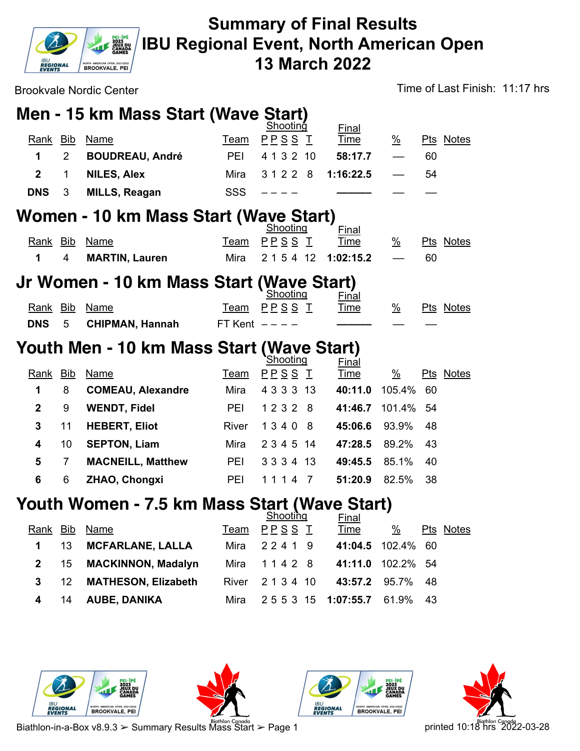# Summary of Final Results
# IBU Regional Event, North American Open
# 13 March 2022

Brookvale Nordic Center

Time of Last Finish: 11:17 hrs

## Men - 15 km Mass Start (Wave Start)

| Rank | Bib | Name | Team | Shooting P | P | S | S | T | Final Time | % | Pts | Notes |
|---|---|---|---|---|---|---|---|---|---|---|---|---|
| 1 | 2 | **BOUDREAU, André** | PEI | 4 | 1 | 3 | 2 | 10 | **58:17.7** | — | 60 | |
| 2 | 1 | **NILES, Alex** | Mira | 3 | 1 | 2 | 2 | 8 | **1:16:22.5** | — | 54 | |
| **DNS** | 3 | **MILLS, Reagan** | SSS | – | – | – | – | | ——— | — | — | |

## Women - 10 km Mass Start (Wave Start)

| Rank | Bib | Name | Team | Shooting P | P | S | S | T | Final Time | % | Pts | Notes |
|---|---|---|---|---|---|---|---|---|---|---|---|---|
| 1 | 4 | **MARTIN, Lauren** | Mira | 2 | 1 | 5 | 4 | 12 | **1:02:15.2** | — | 60 | |

## Jr Women - 10 km Mass Start (Wave Start)

| Rank | Bib | Name | Team | Shooting P | P | S | S | T | Final Time | % | Pts | Notes |
|---|---|---|---|---|---|---|---|---|---|---|---|---|
| **DNS** | 5 | **CHIPMAN, Hannah** | FT Kent | – | – | – | – | | ——— | — | — | |

## Youth Men - 10 km Mass Start (Wave Start)

| Rank | Bib | Name | Team | Shooting P | P | S | S | T | Final Time | % | Pts | Notes |
|---|---|---|---|---|---|---|---|---|---|---|---|---|
| 1 | 8 | **COMEAU, Alexandre** | Mira | 4 | 3 | 3 | 3 | 13 | **40:11.0** | 105.4% | 60 | |
| 2 | 9 | **WENDT, Fidel** | PEI | 1 | 2 | 3 | 2 | 8 | **41:46.7** | 101.4% | 54 | |
| 3 | 11 | **HEBERT, Eliot** | River | 1 | 3 | 4 | 0 | 8 | **45:06.6** | 93.9% | 48 | |
| 4 | 10 | **SEPTON, Liam** | Mira | 2 | 3 | 4 | 5 | 14 | **47:28.5** | 89.2% | 43 | |
| 5 | 7 | **MACNEILL, Matthew** | PEI | 3 | 3 | 3 | 4 | 13 | **49:45.5** | 85.1% | 40 | |
| 6 | 6 | **ZHAO, Chongxi** | PEI | 1 | 1 | 1 | 4 | 7 | **51:20.9** | 82.5% | 38 | |

## Youth Women - 7.5 km Mass Start (Wave Start)

| Rank | Bib | Name | Team | Shooting P | P | S | S | T | Final Time | % | Pts | Notes |
|---|---|---|---|---|---|---|---|---|---|---|---|---|
| 1 | 13 | **MCFARLANE, LALLA** | Mira | 2 | 2 | 4 | 1 | 9 | **41:04.5** | 102.4% | 60 | |
| 2 | 15 | **MACKINNON, Madalyn** | Mira | 1 | 1 | 4 | 2 | 8 | **41:11.0** | 102.2% | 54 | |
| 3 | 12 | **MATHESON, Elizabeth** | River | 2 | 1 | 3 | 4 | 10 | **43:57.2** | 95.7% | 48 | |
| 4 | 14 | **AUBE, DANIKA** | Mira | 2 | 5 | 5 | 3 | 15 | **1:07:55.7** | 61.9% | 43 | |

Biathlon-in-a-Box v8.9.3 ➢ Summary Results Mass Start ➢ Page 1

printed 10:18 hrs 2022-03-28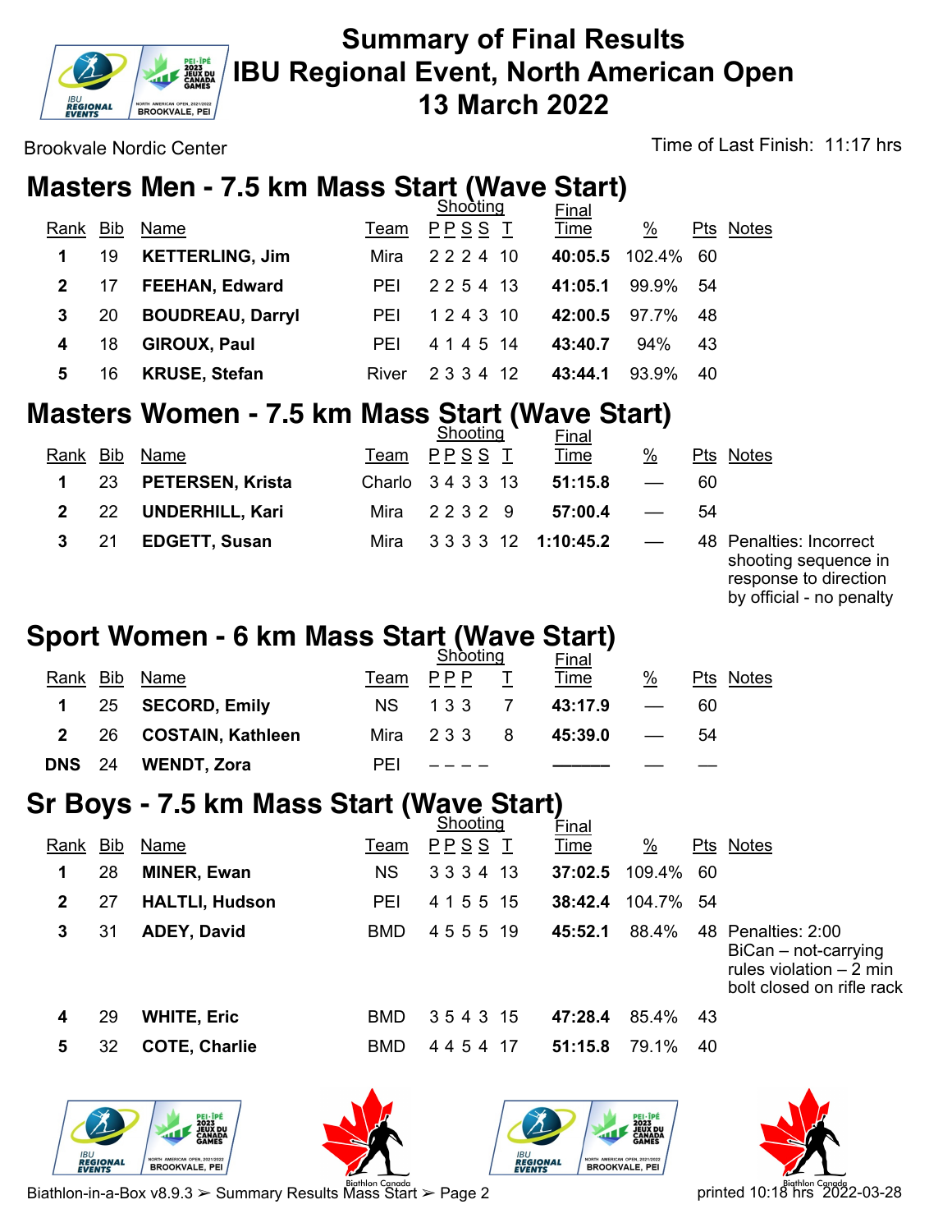# Summary of Final Results
# IBU Regional Event, North American Open
# 13 March 2022

Brookvale Nordic Center

Time of Last Finish: 11:17 hrs

## Masters Men - 7.5 km Mass Start (Wave Start)

| Rank | Bib | Name | Team | Shooting P P S S | T | Final Time | % | Pts | Notes |
|---|---|---|---|---|---|---|---|---|---|
| 1 | 19 | **KETTERLING, Jim** | Mira | 2 2 2 4 | 10 | **40:05.5** | 102.4% | 60 | |
| 2 | 17 | **FEEHAN, Edward** | PEI | 2 2 5 4 | 13 | **41:05.1** | 99.9% | 54 | |
| 3 | 20 | **BOUDREAU, Darryl** | PEI | 1 2 4 3 | 10 | **42:00.5** | 97.7% | 48 | |
| 4 | 18 | **GIROUX, Paul** | PEI | 4 1 4 5 | 14 | **43:40.7** | 94% | 43 | |
| 5 | 16 | **KRUSE, Stefan** | River | 2 3 3 4 | 12 | **43:44.1** | 93.9% | 40 | |

## Masters Women - 7.5 km Mass Start (Wave Start)

| Rank | Bib | Name | Team | Shooting P P S S | T | Final Time | % | Pts | Notes |
|---|---|---|---|---|---|---|---|---|---|
| 1 | 23 | **PETERSEN, Krista** | Charlo | 3 4 3 3 | 13 | **51:15.8** | — | 60 | |
| 2 | 22 | **UNDERHILL, Kari** | Mira | 2 2 3 2 | 9 | **57:00.4** | — | 54 | |
| 3 | 21 | **EDGETT, Susan** | Mira | 3 3 3 3 | 12 | **1:10:45.2** | — | 48 | Penalties: Incorrect shooting sequence in response to direction by official - no penalty |

## Sport Women - 6 km Mass Start (Wave Start)

| Rank | Bib | Name | Team | Shooting P P P | T | Final Time | % | Pts | Notes |
|---|---|---|---|---|---|---|---|---|---|
| 1 | 25 | **SECORD, Emily** | NS | 1 3 3 | 7 | **43:17.9** | — | 60 | |
| 2 | 26 | **COSTAIN, Kathleen** | Mira | 2 3 3 | 8 | **45:39.0** | — | 54 | |
| DNS | 24 | **WENDT, Zora** | PEI | – – – – | | ——— | — | — | |

## Sr Boys - 7.5 km Mass Start (Wave Start)

| Rank | Bib | Name | Team | Shooting P P S S | T | Final Time | % | Pts | Notes |
|---|---|---|---|---|---|---|---|---|---|
| 1 | 28 | **MINER, Ewan** | NS | 3 3 3 4 | 13 | **37:02.5** | 109.4% | 60 | |
| 2 | 27 | **HALTLI, Hudson** | PEI | 4 1 5 5 | 15 | **38:42.4** | 104.7% | 54 | |
| 3 | 31 | **ADEY, David** | BMD | 4 5 5 5 | 19 | **45:52.1** | 88.4% | 48 | Penalties: 2:00 BiCan – not-carrying rules violation – 2 min bolt closed on rifle rack |
| 4 | 29 | **WHITE, Eric** | BMD | 3 5 4 3 | 15 | **47:28.4** | 85.4% | 43 | |
| 5 | 32 | **COTE, Charlie** | BMD | 4 4 5 4 | 17 | **51:15.8** | 79.1% | 40 | |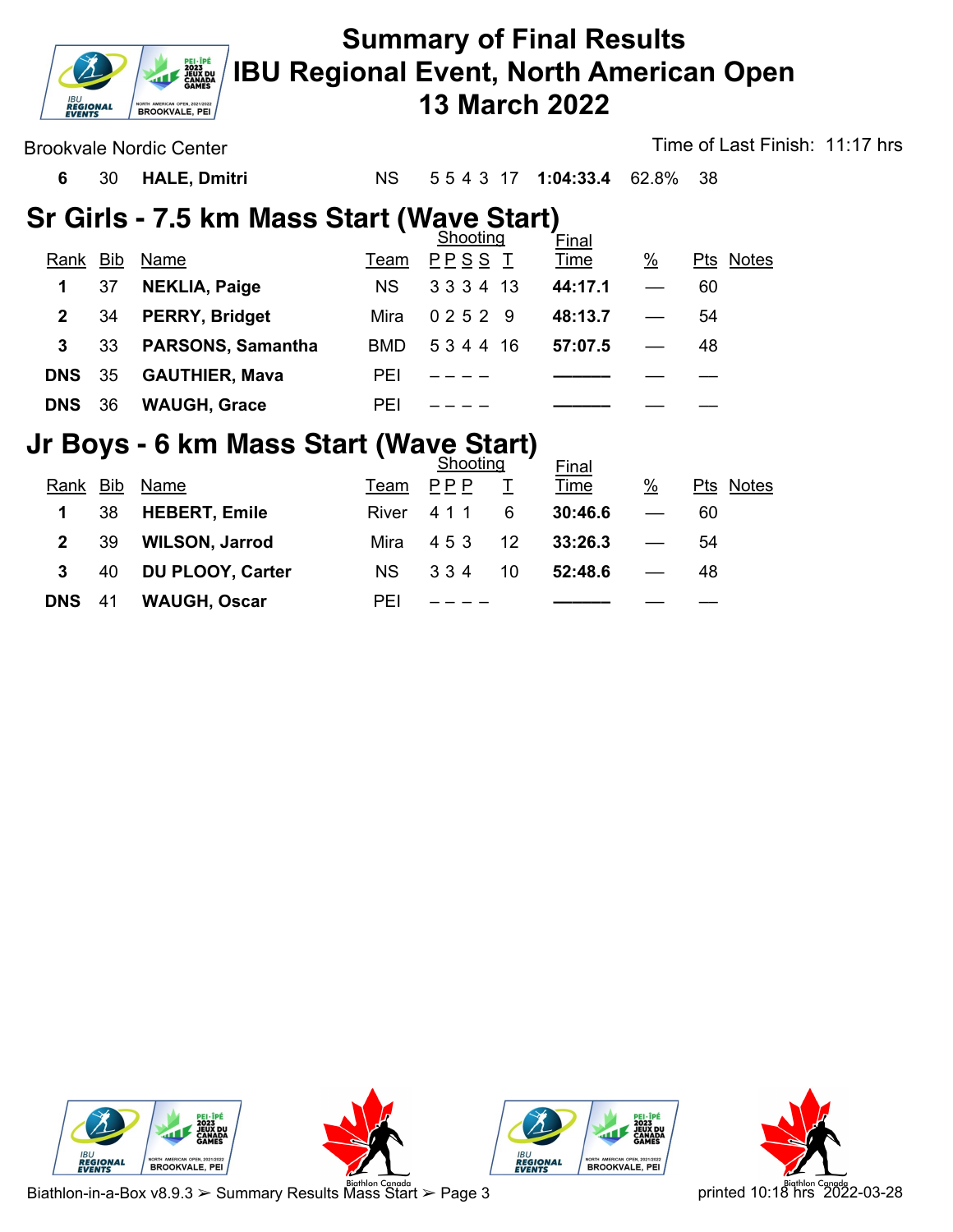# Summary of Final Results
# IBU Regional Event, North American Open
# 13 March 2022

Brookvale Nordic Center

Time of Last Finish: 11:17 hrs

| | | | | | | | | |
|---|---|---|---|---|---|---|---|---|
| 6 | 30 | **HALE, Dmitri** | NS | 5 5 4 3 | 17 | **1:04:33.4** | 62.8% | 38 |

## Sr Girls - 7.5 km Mass Start (Wave Start)

| Rank | Bib | Name | Team | Shooting P P S S | T | Final Time | % | Pts | Notes |
|---|---|---|---|---|---|---|---|---|---|
| 1 | 37 | **NEKLIA, Paige** | NS | 3 3 3 4 | 13 | **44:17.1** | — | 60 | |
| 2 | 34 | **PERRY, Bridget** | Mira | 0 2 5 2 | 9 | **48:13.7** | — | 54 | |
| 3 | 33 | **PARSONS, Samantha** | BMD | 5 3 4 4 | 16 | **57:07.5** | — | 48 | |
| DNS | 35 | **GAUTHIER, Mava** | PEI | – – – – | | ——— | — | — | |
| DNS | 36 | **WAUGH, Grace** | PEI | – – – – | | ——— | — | — | |

## Jr Boys - 6 km Mass Start (Wave Start)

| Rank | Bib | Name | Team | Shooting P P P | T | Final Time | % | Pts | Notes |
|---|---|---|---|---|---|---|---|---|---|
| 1 | 38 | **HEBERT, Emile** | River | 4 1 1 | 6 | **30:46.6** | — | 60 | |
| 2 | 39 | **WILSON, Jarrod** | Mira | 4 5 3 | 12 | **33:26.3** | — | 54 | |
| 3 | 40 | **DU PLOOY, Carter** | NS | 3 3 4 | 10 | **52:48.6** | — | 48 | |
| DNS | 41 | **WAUGH, Oscar** | PEI | – – – – | | ——— | — | — | |

Biathlon-in-a-Box v8.9.3 ➢ Summary Results Mass Start ➢ Page 3

printed 10:18 hrs 2022-03-28